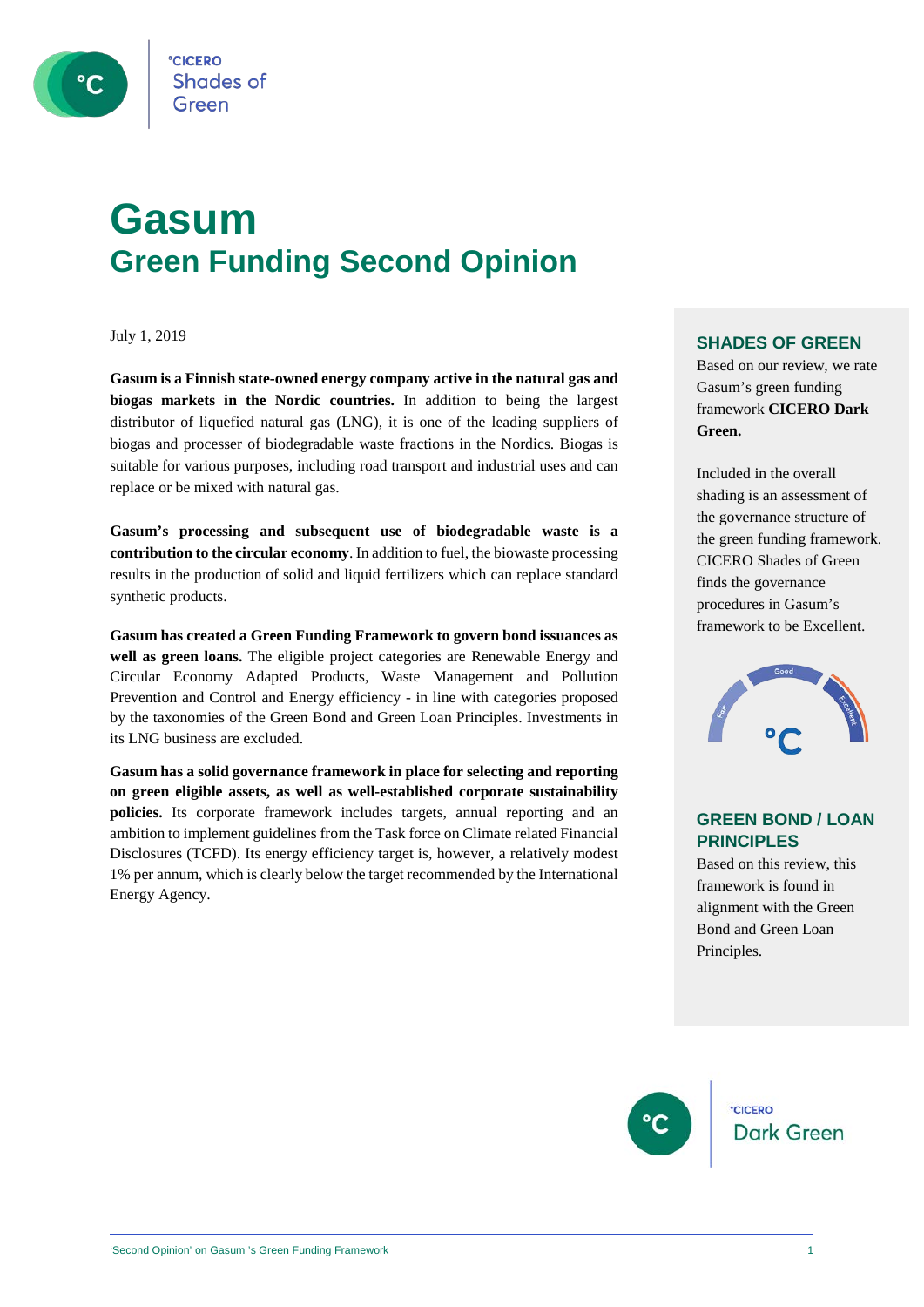# Gasum

## Green Funding Second Opinion

July 1, 2019

**Gasum is a Finnish state-owned energy company active in the natural gas and biogas markets in the Nordic countries.** In addition to being the largest distributor of liquefied natural gas (LNG), it is one of the leading suppliers of biogas and processer of biodegradable waste fractions in the Nordics. Biogas is suitable for various purposes, including road transport and industrial uses and can replace or be mixed with natural gas.

**Gasum's processing and subsequent use of biodegradable waste is a contribution to the circular economy**. In addition to fuel, the biowaste processing results in the production of solid and liquid fertilizers which can replace standard synthetic products.

**Gasum has created a Green Funding Framework to govern bond issuances as well as green loans.** The eligible project categories are Renewable Energy and Circular Economy Adapted Products, Waste Management and Pollution Prevention and Control and Energy efficiency - in line with categories proposed by the taxonomies of the Green Bond and Green Loan Principles. Investments in its LNG business are excluded.

**Gasum has a solid governance framework in place for selecting and reporting on green eligible assets, as well as well-established corporate sustainability policies.** Its corporate framework includes targets, annual reporting and an ambition to implement guidelines from the Task force on Climate related Financial Disclosures (TCFD). Its energy efficiency target is, however, a relatively modest 1% per annum, which is clearly below the target recommended by the International Energy Agency.

### SHADES OF GREEN

Based on our review, we rate Gasum's green funding framework **CICERO Dark Green.**

Included in the overall shading is an assessment of the governance structure of the green funding framework. CICERO Shades of Green finds the governance procedures in Gasum's framework to be Excellent.

Fair | Good | Excellent

### GREEN BOND / LOAN PRINCIPLES

Based on this review, this framework is found in alignment with the Green Bond and Green Loan Principles.

°CICERO Dark Green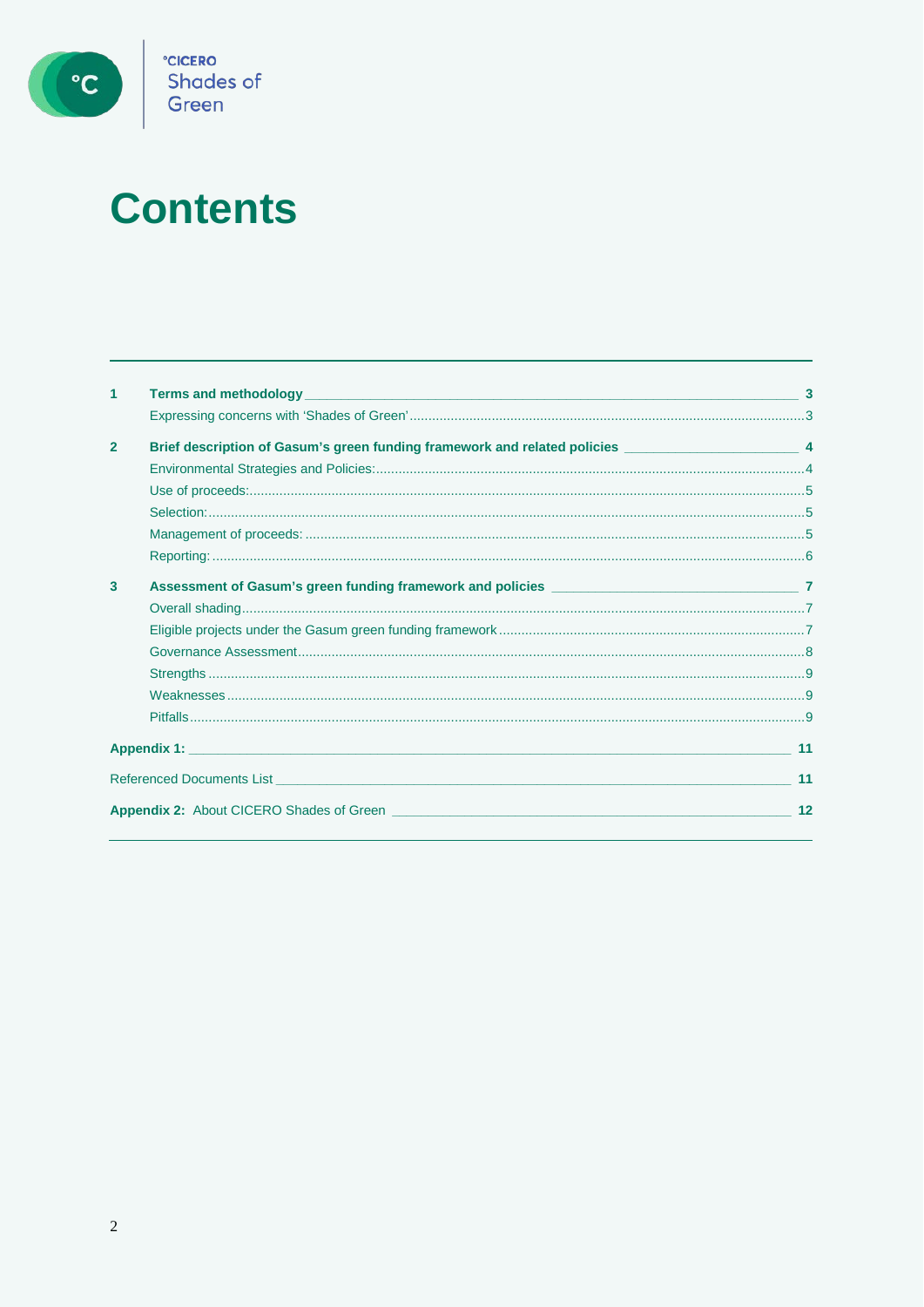# Contents

| | | |
|---|---|---|
| **1** | **Terms and methodology** | **3** |
| | Expressing concerns with 'Shades of Green' | 3 |
| **2** | **Brief description of Gasum's green funding framework and related policies** | **4** |
| | Environmental Strategies and Policies: | 4 |
| | Use of proceeds: | 5 |
| | Selection: | 5 |
| | Management of proceeds: | 5 |
| | Reporting: | 6 |
| **3** | **Assessment of Gasum's green funding framework and policies** | **7** |
| | Overall shading | 7 |
| | Eligible projects under the Gasum green funding framework | 7 |
| | Governance Assessment | 8 |
| | Strengths | 9 |
| | Weaknesses | 9 |
| | Pitfalls | 9 |
| **Appendix 1:** | | **11** |
| Referenced Documents List | | **11** |
| **Appendix 2:** About CICERO Shades of Green | | **12** |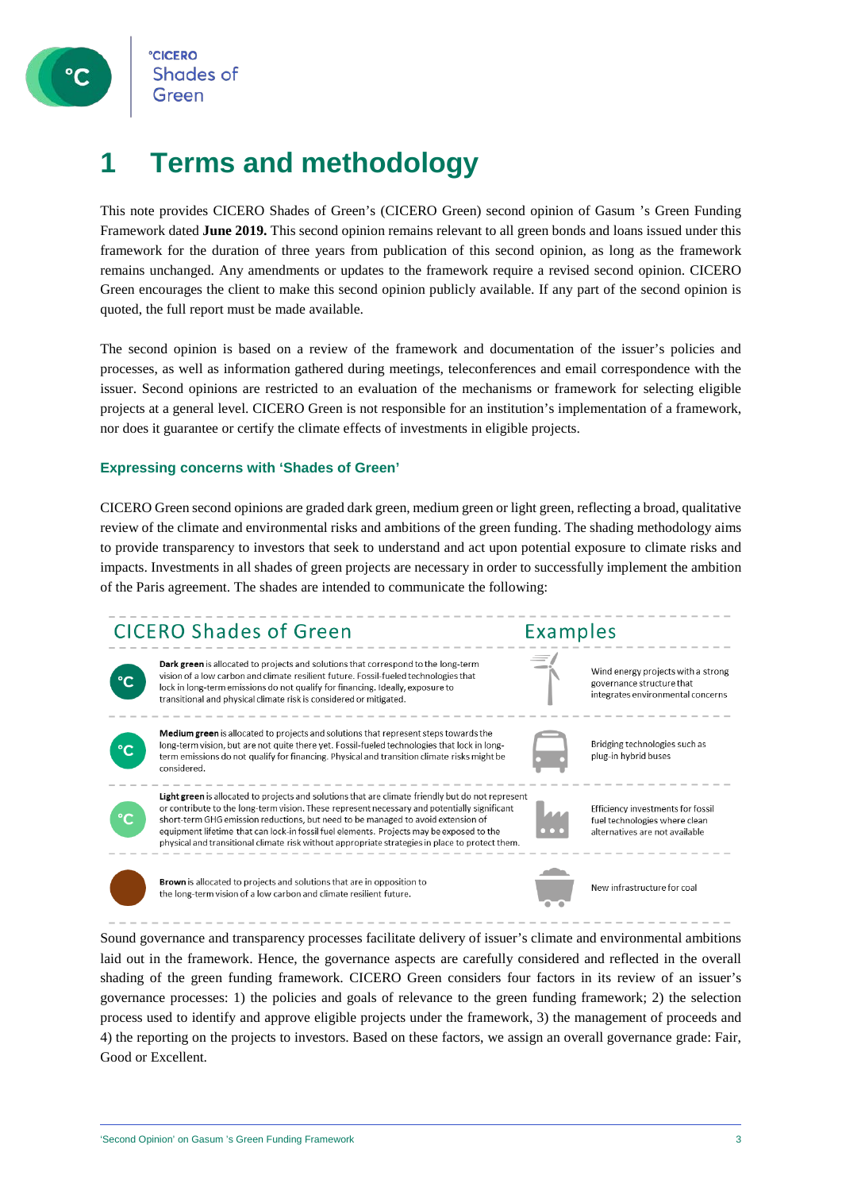# 1 Terms and methodology

This note provides CICERO Shades of Green's (CICERO Green) second opinion of Gasum 's Green Funding Framework dated **June 2019.** This second opinion remains relevant to all green bonds and loans issued under this framework for the duration of three years from publication of this second opinion, as long as the framework remains unchanged. Any amendments or updates to the framework require a revised second opinion. CICERO Green encourages the client to make this second opinion publicly available. If any part of the second opinion is quoted, the full report must be made available.

The second opinion is based on a review of the framework and documentation of the issuer's policies and processes, as well as information gathered during meetings, teleconferences and email correspondence with the issuer. Second opinions are restricted to an evaluation of the mechanisms or framework for selecting eligible projects at a general level. CICERO Green is not responsible for an institution's implementation of a framework, nor does it guarantee or certify the climate effects of investments in eligible projects.

### Expressing concerns with 'Shades of Green'

CICERO Green second opinions are graded dark green, medium green or light green, reflecting a broad, qualitative review of the climate and environmental risks and ambitions of the green funding. The shading methodology aims to provide transparency to investors that seek to understand and act upon potential exposure to climate risks and impacts. Investments in all shades of green projects are necessary in order to successfully implement the ambition of the Paris agreement. The shades are intended to communicate the following:

| CICERO Shades of Green | Examples |
| --- | --- |
| **Dark green** is allocated to projects and solutions that correspond to the long-term vision of a low carbon and climate resilient future. Fossil-fueled technologies that lock in long-term emissions do not qualify for financing. Ideally, exposure to transitional and physical climate risk is considered or mitigated. | Wind energy projects with a strong governance structure that integrates environmental concerns |
| **Medium green** is allocated to projects and solutions that represent steps towards the long-term vision, but are not quite there yet. Fossil-fueled technologies that lock in long-term emissions do not qualify for financing. Physical and transition climate risks might be considered. | Bridging technologies such as plug-in hybrid buses |
| **Light green** is allocated to projects and solutions that are climate friendly but do not represent or contribute to the long-term vision. These represent necessary and potentially significant short-term GHG emission reductions, but need to be managed to avoid extension of equipment lifetime that can lock-in fossil fuel elements. Projects may be exposed to the physical and transitional climate risk without appropriate strategies in place to protect them. | Efficiency investments for fossil fuel technologies where clean alternatives are not available |
| **Brown** is allocated to projects and solutions that are in opposition to the long-term vision of a low carbon and climate resilient future. | New infrastructure for coal |

Sound governance and transparency processes facilitate delivery of issuer's climate and environmental ambitions laid out in the framework. Hence, the governance aspects are carefully considered and reflected in the overall shading of the green funding framework. CICERO Green considers four factors in its review of an issuer's governance processes: 1) the policies and goals of relevance to the green funding framework; 2) the selection process used to identify and approve eligible projects under the framework, 3) the management of proceeds and 4) the reporting on the projects to investors. Based on these factors, we assign an overall governance grade: Fair, Good or Excellent.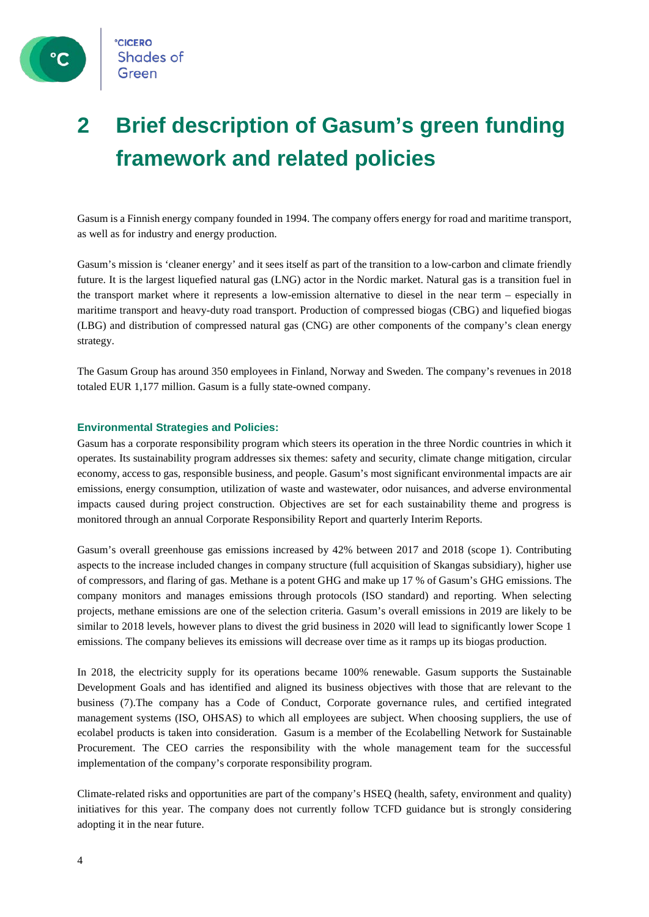# 2 Brief description of Gasum's green funding framework and related policies

Gasum is a Finnish energy company founded in 1994. The company offers energy for road and maritime transport, as well as for industry and energy production.

Gasum's mission is 'cleaner energy' and it sees itself as part of the transition to a low-carbon and climate friendly future. It is the largest liquefied natural gas (LNG) actor in the Nordic market. Natural gas is a transition fuel in the transport market where it represents a low-emission alternative to diesel in the near term – especially in maritime transport and heavy-duty road transport. Production of compressed biogas (CBG) and liquefied biogas (LBG) and distribution of compressed natural gas (CNG) are other components of the company's clean energy strategy.

The Gasum Group has around 350 employees in Finland, Norway and Sweden. The company's revenues in 2018 totaled EUR 1,177 million. Gasum is a fully state-owned company.

### Environmental Strategies and Policies:

Gasum has a corporate responsibility program which steers its operation in the three Nordic countries in which it operates. Its sustainability program addresses six themes: safety and security, climate change mitigation, circular economy, access to gas, responsible business, and people. Gasum's most significant environmental impacts are air emissions, energy consumption, utilization of waste and wastewater, odor nuisances, and adverse environmental impacts caused during project construction. Objectives are set for each sustainability theme and progress is monitored through an annual Corporate Responsibility Report and quarterly Interim Reports.

Gasum's overall greenhouse gas emissions increased by 42% between 2017 and 2018 (scope 1). Contributing aspects to the increase included changes in company structure (full acquisition of Skangas subsidiary), higher use of compressors, and flaring of gas. Methane is a potent GHG and make up 17 % of Gasum's GHG emissions. The company monitors and manages emissions through protocols (ISO standard) and reporting. When selecting projects, methane emissions are one of the selection criteria. Gasum's overall emissions in 2019 are likely to be similar to 2018 levels, however plans to divest the grid business in 2020 will lead to significantly lower Scope 1 emissions. The company believes its emissions will decrease over time as it ramps up its biogas production.

In 2018, the electricity supply for its operations became 100% renewable. Gasum supports the Sustainable Development Goals and has identified and aligned its business objectives with those that are relevant to the business (7).The company has a Code of Conduct, Corporate governance rules, and certified integrated management systems (ISO, OHSAS) to which all employees are subject. When choosing suppliers, the use of ecolabel products is taken into consideration. Gasum is a member of the Ecolabelling Network for Sustainable Procurement. The CEO carries the responsibility with the whole management team for the successful implementation of the company's corporate responsibility program.

Climate-related risks and opportunities are part of the company's HSEQ (health, safety, environment and quality) initiatives for this year. The company does not currently follow TCFD guidance but is strongly considering adopting it in the near future.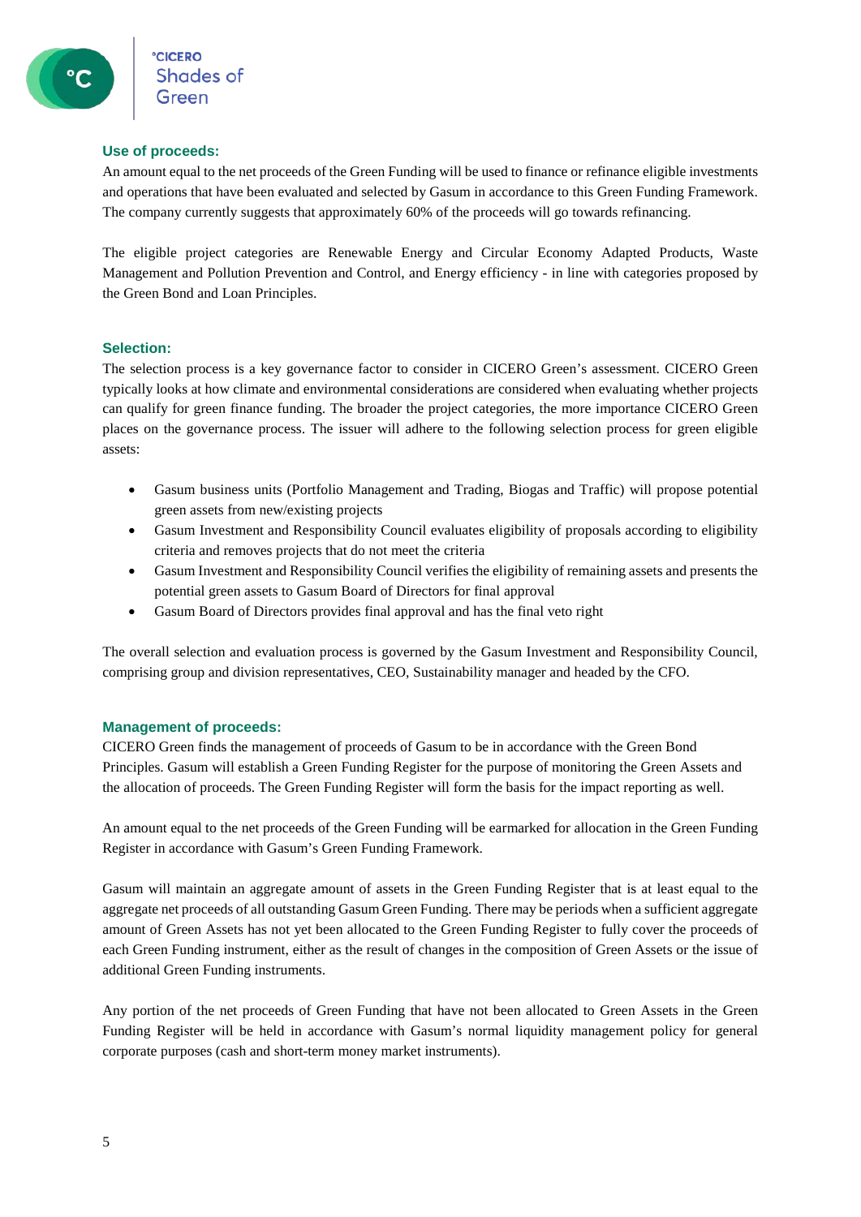## Use of proceeds:

An amount equal to the net proceeds of the Green Funding will be used to finance or refinance eligible investments and operations that have been evaluated and selected by Gasum in accordance to this Green Funding Framework. The company currently suggests that approximately 60% of the proceeds will go towards refinancing.

The eligible project categories are Renewable Energy and Circular Economy Adapted Products, Waste Management and Pollution Prevention and Control, and Energy efficiency - in line with categories proposed by the Green Bond and Loan Principles.

## Selection:

The selection process is a key governance factor to consider in CICERO Green's assessment. CICERO Green typically looks at how climate and environmental considerations are considered when evaluating whether projects can qualify for green finance funding. The broader the project categories, the more importance CICERO Green places on the governance process. The issuer will adhere to the following selection process for green eligible assets:

- Gasum business units (Portfolio Management and Trading, Biogas and Traffic) will propose potential green assets from new/existing projects
- Gasum Investment and Responsibility Council evaluates eligibility of proposals according to eligibility criteria and removes projects that do not meet the criteria
- Gasum Investment and Responsibility Council verifies the eligibility of remaining assets and presents the potential green assets to Gasum Board of Directors for final approval
- Gasum Board of Directors provides final approval and has the final veto right

The overall selection and evaluation process is governed by the Gasum Investment and Responsibility Council, comprising group and division representatives, CEO, Sustainability manager and headed by the CFO.

## Management of proceeds:

CICERO Green finds the management of proceeds of Gasum to be in accordance with the Green Bond Principles. Gasum will establish a Green Funding Register for the purpose of monitoring the Green Assets and the allocation of proceeds. The Green Funding Register will form the basis for the impact reporting as well.

An amount equal to the net proceeds of the Green Funding will be earmarked for allocation in the Green Funding Register in accordance with Gasum's Green Funding Framework.

Gasum will maintain an aggregate amount of assets in the Green Funding Register that is at least equal to the aggregate net proceeds of all outstanding Gasum Green Funding. There may be periods when a sufficient aggregate amount of Green Assets has not yet been allocated to the Green Funding Register to fully cover the proceeds of each Green Funding instrument, either as the result of changes in the composition of Green Assets or the issue of additional Green Funding instruments.

Any portion of the net proceeds of Green Funding that have not been allocated to Green Assets in the Green Funding Register will be held in accordance with Gasum's normal liquidity management policy for general corporate purposes (cash and short-term money market instruments).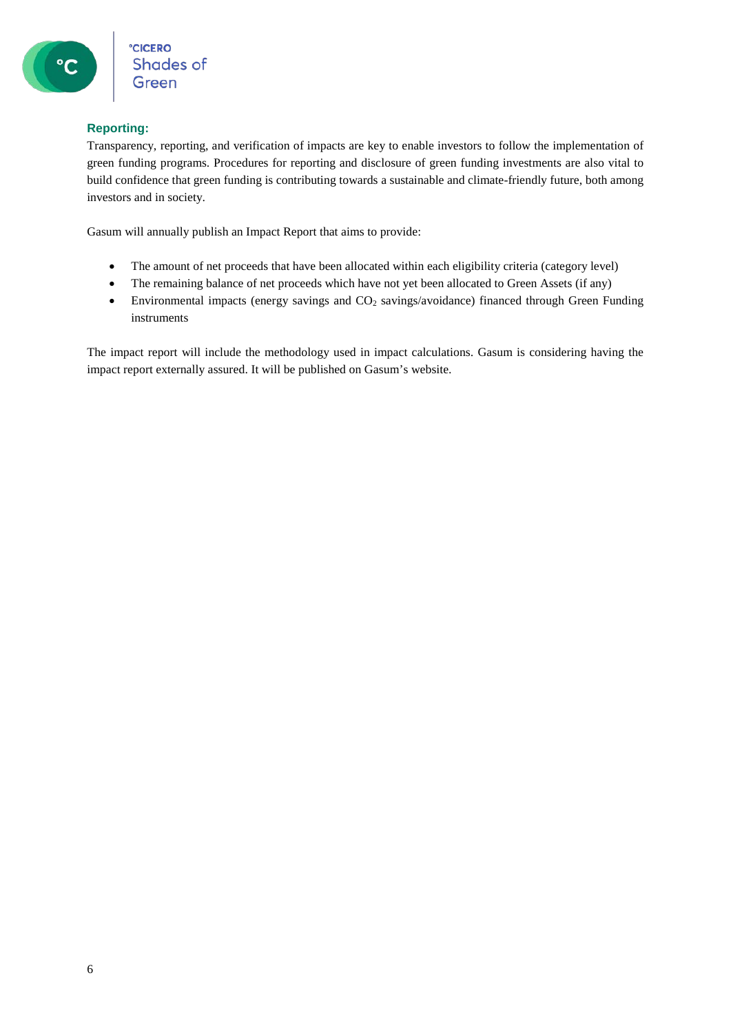**Reporting:**

Transparency, reporting, and verification of impacts are key to enable investors to follow the implementation of green funding programs. Procedures for reporting and disclosure of green funding investments are also vital to build confidence that green funding is contributing towards a sustainable and climate-friendly future, both among investors and in society.

Gasum will annually publish an Impact Report that aims to provide:

- The amount of net proceeds that have been allocated within each eligibility criteria (category level)
- The remaining balance of net proceeds which have not yet been allocated to Green Assets (if any)
- Environmental impacts (energy savings and $CO_2$ savings/avoidance) financed through Green Funding instruments

The impact report will include the methodology used in impact calculations. Gasum is considering having the impact report externally assured. It will be published on Gasum's website.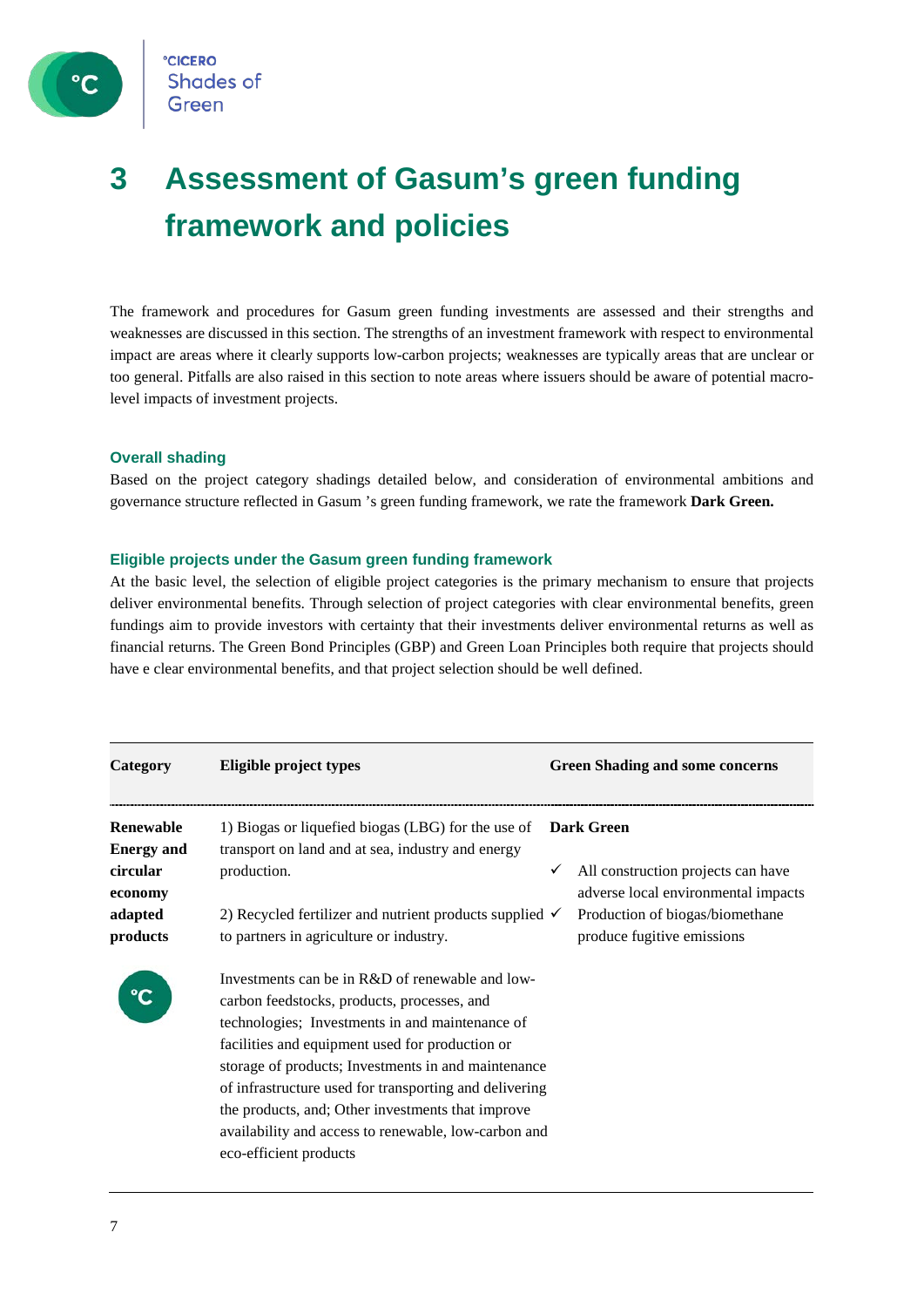# 3 Assessment of Gasum's green funding framework and policies

The framework and procedures for Gasum green funding investments are assessed and their strengths and weaknesses are discussed in this section. The strengths of an investment framework with respect to environmental impact are areas where it clearly supports low-carbon projects; weaknesses are typically areas that are unclear or too general. Pitfalls are also raised in this section to note areas where issuers should be aware of potential macro-level impacts of investment projects.

### Overall shading

Based on the project category shadings detailed below, and consideration of environmental ambitions and governance structure reflected in Gasum 's green funding framework, we rate the framework **Dark Green.**

### Eligible projects under the Gasum green funding framework

At the basic level, the selection of eligible project categories is the primary mechanism to ensure that projects deliver environmental benefits. Through selection of project categories with clear environmental benefits, green fundings aim to provide investors with certainty that their investments deliver environmental returns as well as financial returns. The Green Bond Principles (GBP) and Green Loan Principles both require that projects should have e clear environmental benefits, and that project selection should be well defined.

| Category | Eligible project types | Green Shading and some concerns |
|---|---|---|
| **Renewable Energy and circular economy adapted products** | 1) Biogas or liquefied biogas (LBG) for the use of transport on land and at sea, industry and energy production.<br><br>2) Recycled fertilizer and nutrient products supplied to partners in agriculture or industry.<br><br>Investments can be in R&D of renewable and low-carbon feedstocks, products, processes, and technologies; Investments in and maintenance of facilities and equipment used for production or storage of products; Investments in and maintenance of infrastructure used for transporting and delivering the products, and; Other investments that improve availability and access to renewable, low-carbon and eco-efficient products | **Dark Green**<br><br>✓ All construction projects can have adverse local environmental impacts<br>✓ Production of biogas/biomethane produce fugitive emissions |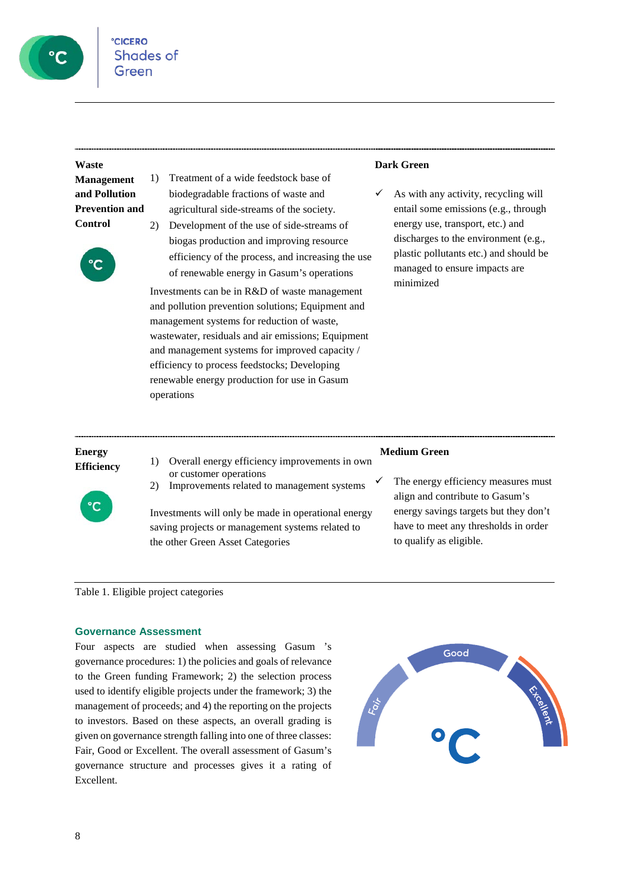| | | |
|---|---|---|
| **Waste Management and Pollution Prevention and Control** | 1) Treatment of a wide feedstock base of biodegradable fractions of waste and agricultural side-streams of the society.<br>2) Development of the use of side-streams of biogas production and improving resource efficiency of the process, and increasing the use of renewable energy in Gasum's operations<br><br>Investments can be in R&D of waste management and pollution prevention solutions; Equipment and management systems for reduction of waste, wastewater, residuals and air emissions; Equipment and management systems for improved capacity / efficiency to process feedstocks; Developing renewable energy production for use in Gasum operations | **Dark Green**<br><br>✓ As with any activity, recycling will entail some emissions (e.g., through energy use, transport, etc.) and discharges to the environment (e.g., plastic pollutants etc.) and should be managed to ensure impacts are minimized |
| **Energy Efficiency** | 1) Overall energy efficiency improvements in own or customer operations<br>2) Improvements related to management systems<br><br>Investments will only be made in operational energy saving projects or management systems related to the other Green Asset Categories | **Medium Green**<br><br>✓ The energy efficiency measures must align and contribute to Gasum's energy savings targets but they don't have to meet any thresholds in order to qualify as eligible. |

Table 1. Eligible project categories

## Governance Assessment

Four aspects are studied when assessing Gasum 's governance procedures: 1) the policies and goals of relevance to the Green funding Framework; 2) the selection process used to identify eligible projects under the framework; 3) the management of proceeds; and 4) the reporting on the projects to investors. Based on these aspects, an overall grading is given on governance strength falling into one of three classes: Fair, Good or Excellent. The overall assessment of Gasum's governance structure and processes gives it a rating of Excellent.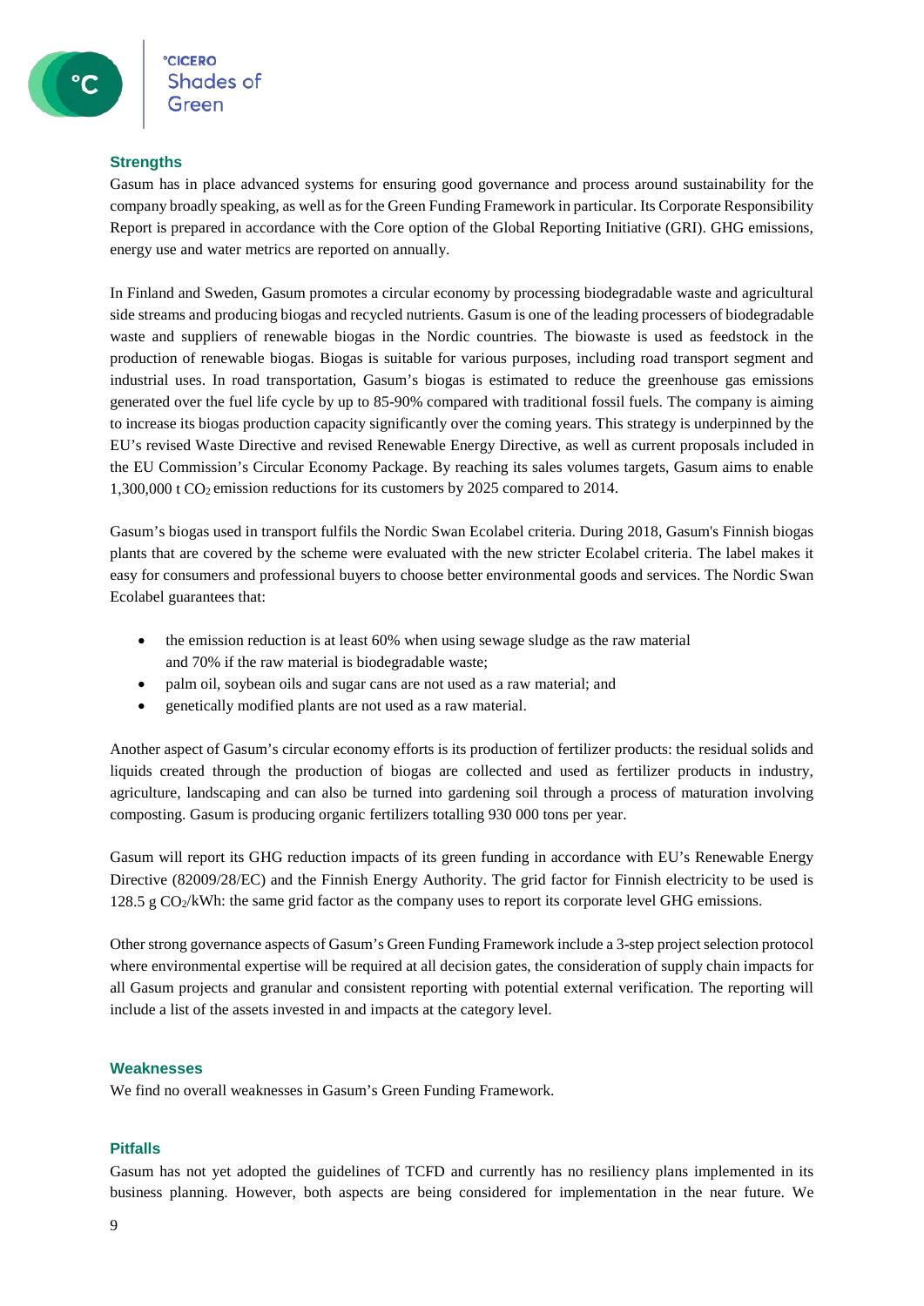## Strengths

Gasum has in place advanced systems for ensuring good governance and process around sustainability for the company broadly speaking, as well as for the Green Funding Framework in particular. Its Corporate Responsibility Report is prepared in accordance with the Core option of the Global Reporting Initiative (GRI). GHG emissions, energy use and water metrics are reported on annually.

In Finland and Sweden, Gasum promotes a circular economy by processing biodegradable waste and agricultural side streams and producing biogas and recycled nutrients. Gasum is one of the leading processers of biodegradable waste and suppliers of renewable biogas in the Nordic countries. The biowaste is used as feedstock in the production of renewable biogas. Biogas is suitable for various purposes, including road transport segment and industrial uses. In road transportation, Gasum's biogas is estimated to reduce the greenhouse gas emissions generated over the fuel life cycle by up to 85-90% compared with traditional fossil fuels. The company is aiming to increase its biogas production capacity significantly over the coming years. This strategy is underpinned by the EU's revised Waste Directive and revised Renewable Energy Directive, as well as current proposals included in the EU Commission's Circular Economy Package. By reaching its sales volumes targets, Gasum aims to enable 1,300,000 t $CO_2$ emission reductions for its customers by 2025 compared to 2014.

Gasum's biogas used in transport fulfils the Nordic Swan Ecolabel criteria. During 2018, Gasum's Finnish biogas plants that are covered by the scheme were evaluated with the new stricter Ecolabel criteria. The label makes it easy for consumers and professional buyers to choose better environmental goods and services. The Nordic Swan Ecolabel guarantees that:

- the emission reduction is at least 60% when using sewage sludge as the raw material and 70% if the raw material is biodegradable waste;
- palm oil, soybean oils and sugar cans are not used as a raw material; and
- genetically modified plants are not used as a raw material.

Another aspect of Gasum's circular economy efforts is its production of fertilizer products: the residual solids and liquids created through the production of biogas are collected and used as fertilizer products in industry, agriculture, landscaping and can also be turned into gardening soil through a process of maturation involving composting. Gasum is producing organic fertilizers totalling 930 000 tons per year.

Gasum will report its GHG reduction impacts of its green funding in accordance with EU's Renewable Energy Directive (82009/28/EC) and the Finnish Energy Authority. The grid factor for Finnish electricity to be used is 128.5 g $CO_2$/kWh: the same grid factor as the company uses to report its corporate level GHG emissions.

Other strong governance aspects of Gasum's Green Funding Framework include a 3-step project selection protocol where environmental expertise will be required at all decision gates, the consideration of supply chain impacts for all Gasum projects and granular and consistent reporting with potential external verification. The reporting will include a list of the assets invested in and impacts at the category level.

## Weaknesses

We find no overall weaknesses in Gasum's Green Funding Framework.

## Pitfalls

Gasum has not yet adopted the guidelines of TCFD and currently has no resiliency plans implemented in its business planning. However, both aspects are being considered for implementation in the near future. We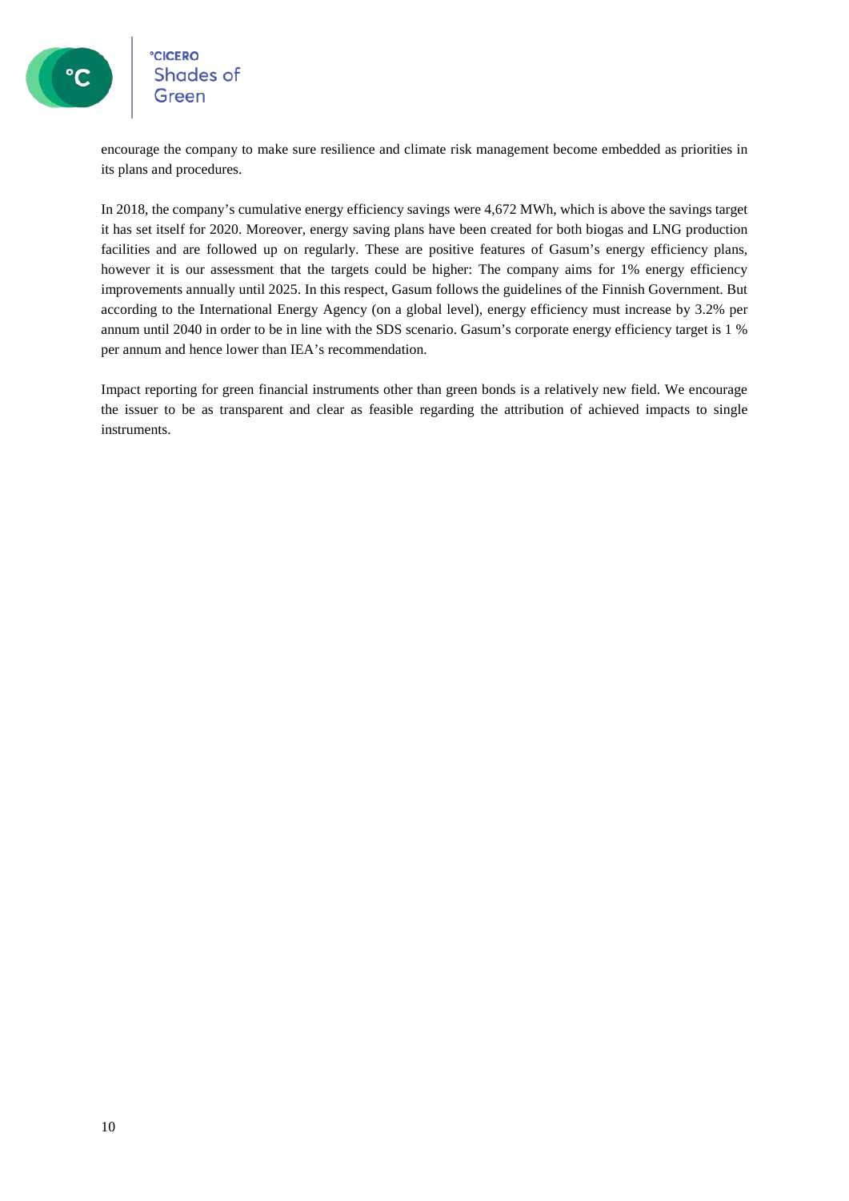encourage the company to make sure resilience and climate risk management become embedded as priorities in its plans and procedures.

In 2018, the company's cumulative energy efficiency savings were 4,672 MWh, which is above the savings target it has set itself for 2020. Moreover, energy saving plans have been created for both biogas and LNG production facilities and are followed up on regularly. These are positive features of Gasum's energy efficiency plans, however it is our assessment that the targets could be higher: The company aims for 1% energy efficiency improvements annually until 2025. In this respect, Gasum follows the guidelines of the Finnish Government. But according to the International Energy Agency (on a global level), energy efficiency must increase by 3.2% per annum until 2040 in order to be in line with the SDS scenario. Gasum's corporate energy efficiency target is 1 % per annum and hence lower than IEA's recommendation.

Impact reporting for green financial instruments other than green bonds is a relatively new field. We encourage the issuer to be as transparent and clear as feasible regarding the attribution of achieved impacts to single instruments.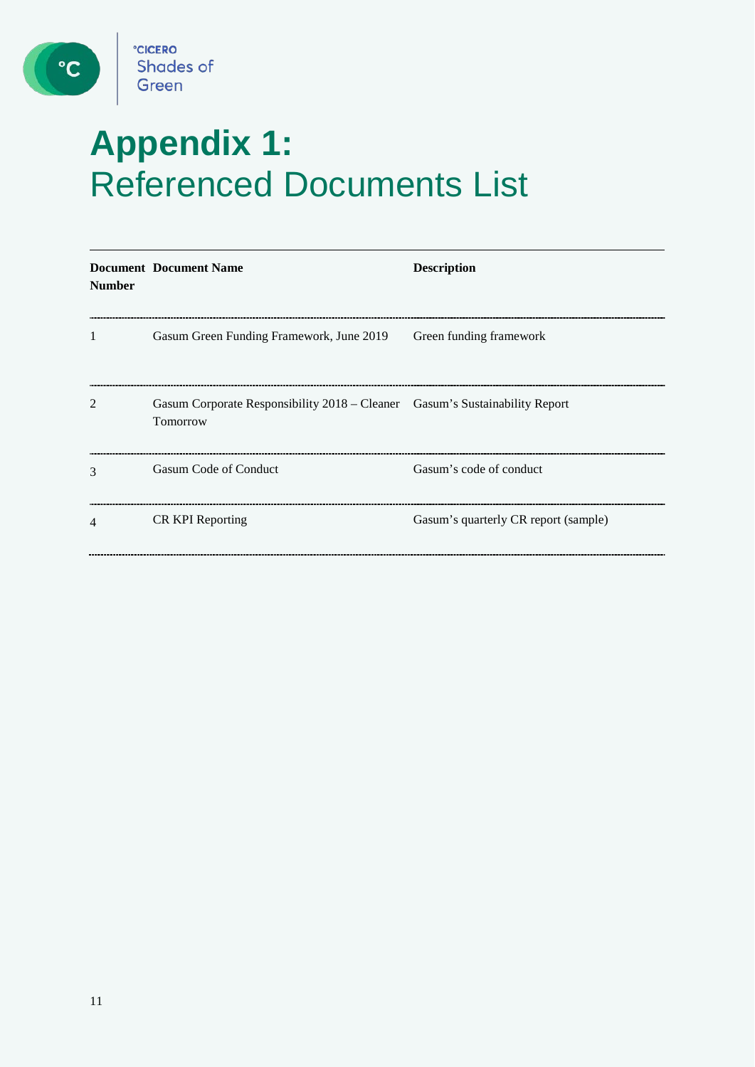# Appendix 1: Referenced Documents List

| Document Number | Document Name | Description |
| --- | --- | --- |
| 1 | Gasum Green Funding Framework, June 2019 | Green funding framework |
| 2 | Gasum Corporate Responsibility 2018 – Cleaner Tomorrow | Gasum's Sustainability Report |
| 3 | Gasum Code of Conduct | Gasum's code of conduct |
| 4 | CR KPI Reporting | Gasum's quarterly CR report (sample) |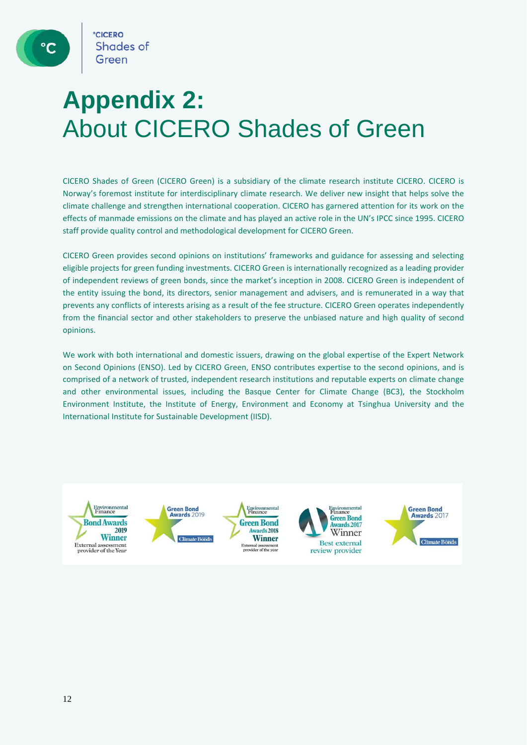# Appendix 2: About CICERO Shades of Green

CICERO Shades of Green (CICERO Green) is a subsidiary of the climate research institute CICERO. CICERO is Norway's foremost institute for interdisciplinary climate research. We deliver new insight that helps solve the climate challenge and strengthen international cooperation. CICERO has garnered attention for its work on the effects of manmade emissions on the climate and has played an active role in the UN's IPCC since 1995. CICERO staff provide quality control and methodological development for CICERO Green.

CICERO Green provides second opinions on institutions' frameworks and guidance for assessing and selecting eligible projects for green funding investments. CICERO Green is internationally recognized as a leading provider of independent reviews of green bonds, since the market's inception in 2008. CICERO Green is independent of the entity issuing the bond, its directors, senior management and advisers, and is remunerated in a way that prevents any conflicts of interests arising as a result of the fee structure. CICERO Green operates independently from the financial sector and other stakeholders to preserve the unbiased nature and high quality of second opinions.

We work with both international and domestic issuers, drawing on the global expertise of the Expert Network on Second Opinions (ENSO). Led by CICERO Green, ENSO contributes expertise to the second opinions, and is comprised of a network of trusted, independent research institutions and reputable experts on climate change and other environmental issues, including the Basque Center for Climate Change (BC3), the Stockholm Environment Institute, the Institute of Energy, Environment and Economy at Tsinghua University and the International Institute for Sustainable Development (IISD).

Environmental Finance Bond Awards 2019 Winner External assessment provider of the Year

Green Bond Awards 2019 Climate Bonds

Environmental Finance Green Bond Awards 2018 Winner External assessment provider of the year

Environmental Finance Green Bond Awards 2017 Winner Best external review provider

Green Bond Awards 2017 Climate Bonds